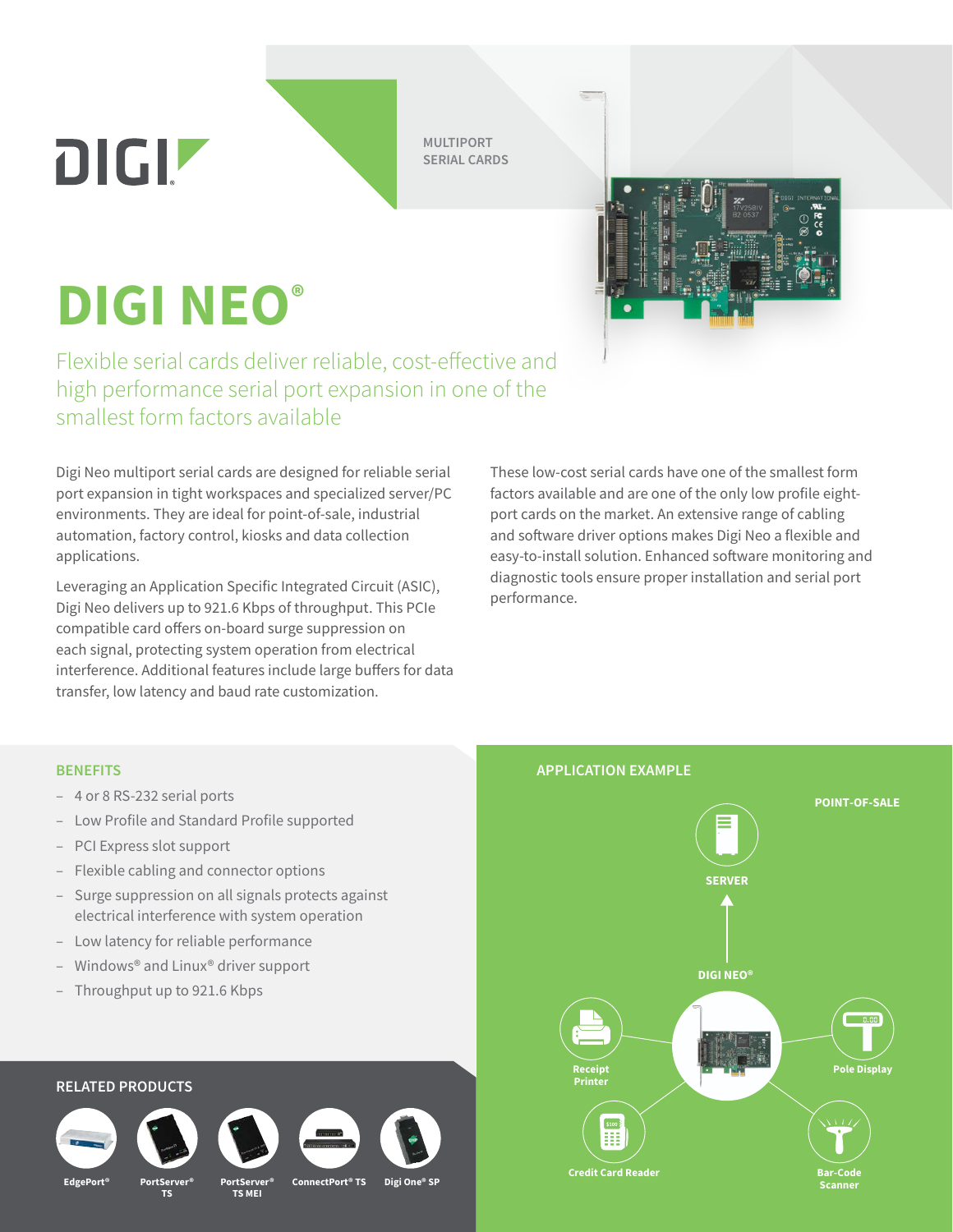DIGI

MULTIPORT SERIAL CARDS

# DIGI NEO®

Flexible serial cards deliver reliable, cost-effective and high performance serial port expansion in one of the smallest form factors available

Digi Neo multiport serial cards are designed for reliable serial port expansion in tight workspaces and specialized server/PC environments. They are ideal for point-of-sale, industrial automation, factory control, kiosks and data collection applications.

Leveraging an Application Specific Integrated Circuit (ASIC), Digi Neo delivers up to 921.6 Kbps of throughput. This PCIe compatible card offers on-board surge suppression on each signal, protecting system operation from electrical interference. Additional features include large buffers for data transfer, low latency and baud rate customization.

These low-cost serial cards have one of the smallest form factors available and are one of the only low profile eight-port cards on the market. An extensive range of cabling and software driver options makes Digi Neo a flexible and easy-to-install solution. Enhanced software monitoring and diagnostic tools ensure proper installation and serial port performance.

## BENEFITS

- 4 or 8 RS-232 serial ports
- Low Profile and Standard Profile supported
- PCI Express slot support
- Flexible cabling and connector options
- Surge suppression on all signals protects against electrical interference with system operation
- Low latency for reliable performance
- Windows® and Linux® driver support
- Throughput up to 921.6 Kbps

## RELATED PRODUCTS

EdgePort® | PortServer® TS | PortServer® TS MEI | ConnectPort® TS | Digi One® SP

## APPLICATION EXAMPLE

POINT-OF-SALE

SERVER

DIGI NEO®

Receipt Printer

Pole Display

Credit Card Reader

Bar-Code Scanner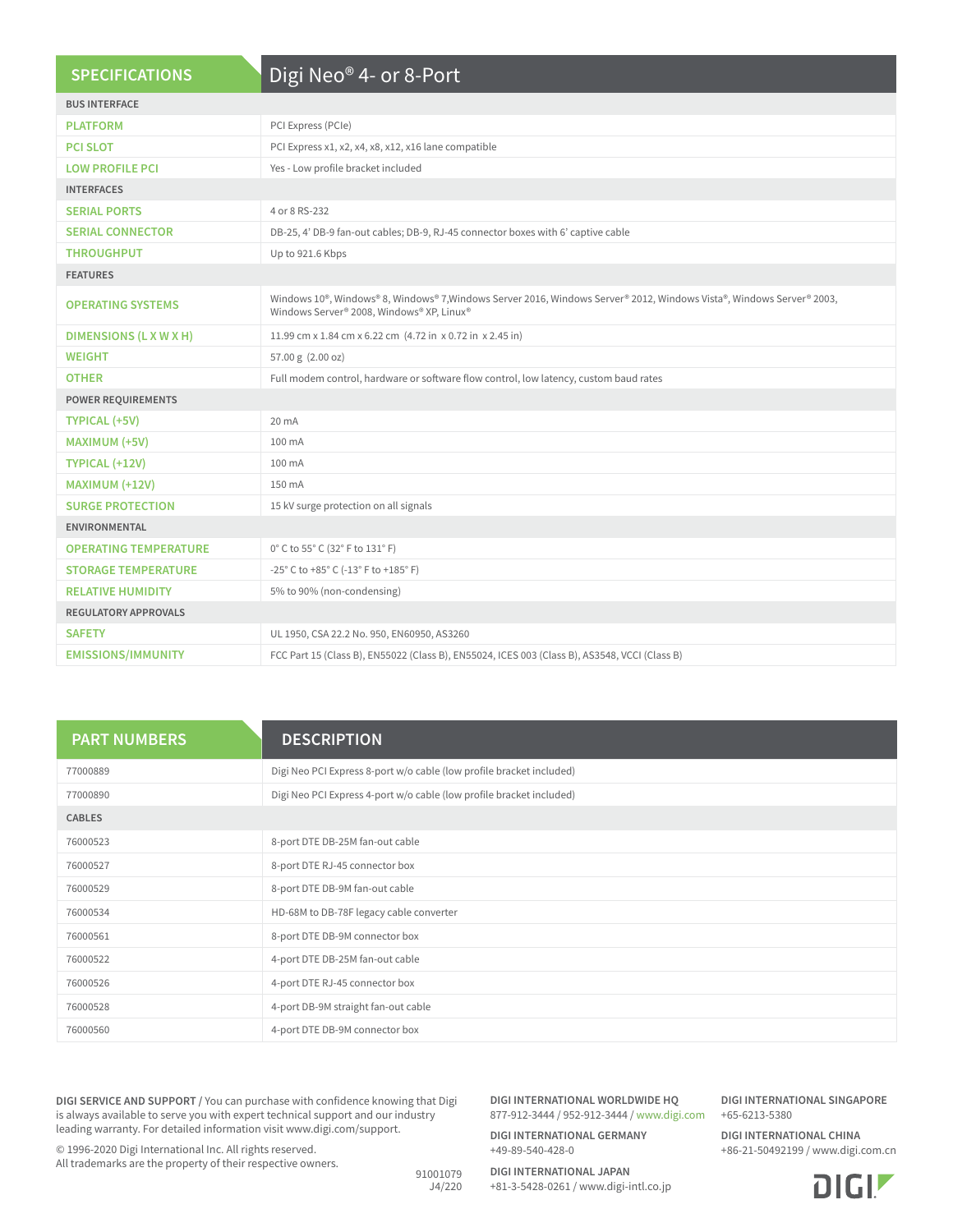| SPECIFICATIONS | Digi Neo® 4- or 8-Port |
|---|---|
| BUS INTERFACE | |
| PLATFORM | PCI Express (PCIe) |
| PCI SLOT | PCI Express x1, x2, x4, x8, x12, x16 lane compatible |
| LOW PROFILE PCI | Yes - Low profile bracket included |
| INTERFACES | |
| SERIAL PORTS | 4 or 8 RS-232 |
| SERIAL CONNECTOR | DB-25, 4' DB-9 fan-out cables; DB-9, RJ-45 connector boxes with 6' captive cable |
| THROUGHPUT | Up to 921.6 Kbps |
| FEATURES | |
| OPERATING SYSTEMS | Windows 10®, Windows® 8, Windows® 7,Windows Server 2016, Windows Server® 2012, Windows Vista®, Windows Server® 2003, Windows Server® 2008, Windows® XP, Linux® |
| DIMENSIONS (L X W X H) | 11.99 cm x 1.84 cm x 6.22 cm (4.72 in x 0.72 in x 2.45 in) |
| WEIGHT | 57.00 g (2.00 oz) |
| OTHER | Full modem control, hardware or software flow control, low latency, custom baud rates |
| POWER REQUIREMENTS | |
| TYPICAL (+5V) | 20 mA |
| MAXIMUM (+5V) | 100 mA |
| TYPICAL (+12V) | 100 mA |
| MAXIMUM (+12V) | 150 mA |
| SURGE PROTECTION | 15 kV surge protection on all signals |
| ENVIRONMENTAL | |
| OPERATING TEMPERATURE | 0° C to 55° C (32° F to 131° F) |
| STORAGE TEMPERATURE | -25° C to +85° C (-13° F to +185° F) |
| RELATIVE HUMIDITY | 5% to 90% (non-condensing) |
| REGULATORY APPROVALS | |
| SAFETY | UL 1950, CSA 22.2 No. 950, EN60950, AS3260 |
| EMISSIONS/IMMUNITY | FCC Part 15 (Class B), EN55022 (Class B), EN55024, ICES 003 (Class B), AS3548, VCCI (Class B) |

| PART NUMBERS | DESCRIPTION |
|---|---|
| 77000889 | Digi Neo PCI Express 8-port w/o cable (low profile bracket included) |
| 77000890 | Digi Neo PCI Express 4-port w/o cable (low profile bracket included) |
| CABLES | |
| 76000523 | 8-port DTE DB-25M fan-out cable |
| 76000527 | 8-port DTE RJ-45 connector box |
| 76000529 | 8-port DTE DB-9M fan-out cable |
| 76000534 | HD-68M to DB-78F legacy cable converter |
| 76000561 | 8-port DTE DB-9M connector box |
| 76000522 | 4-port DTE DB-25M fan-out cable |
| 76000526 | 4-port DTE RJ-45 connector box |
| 76000528 | 4-port DB-9M straight fan-out cable |
| 76000560 | 4-port DTE DB-9M connector box |

**DIGI SERVICE AND SUPPORT** / You can purchase with confidence knowing that Digi is always available to serve you with expert technical support and our industry leading warranty. For detailed information visit www.digi.com/support.

© 1996-2020 Digi International Inc. All rights reserved.
All trademarks are the property of their respective owners.

91001079
J4/220

**DIGI INTERNATIONAL WORLDWIDE HQ**
877-912-3444 / 952-912-3444 / www.digi.com

**DIGI INTERNATIONAL GERMANY**
+49-89-540-428-0

**DIGI INTERNATIONAL JAPAN**
+81-3-5428-0261 / www.digi-intl.co.jp

**DIGI INTERNATIONAL SINGAPORE**
+65-6213-5380

**DIGI INTERNATIONAL CHINA**
+86-21-50492199 / www.digi.com.cn

DIGI